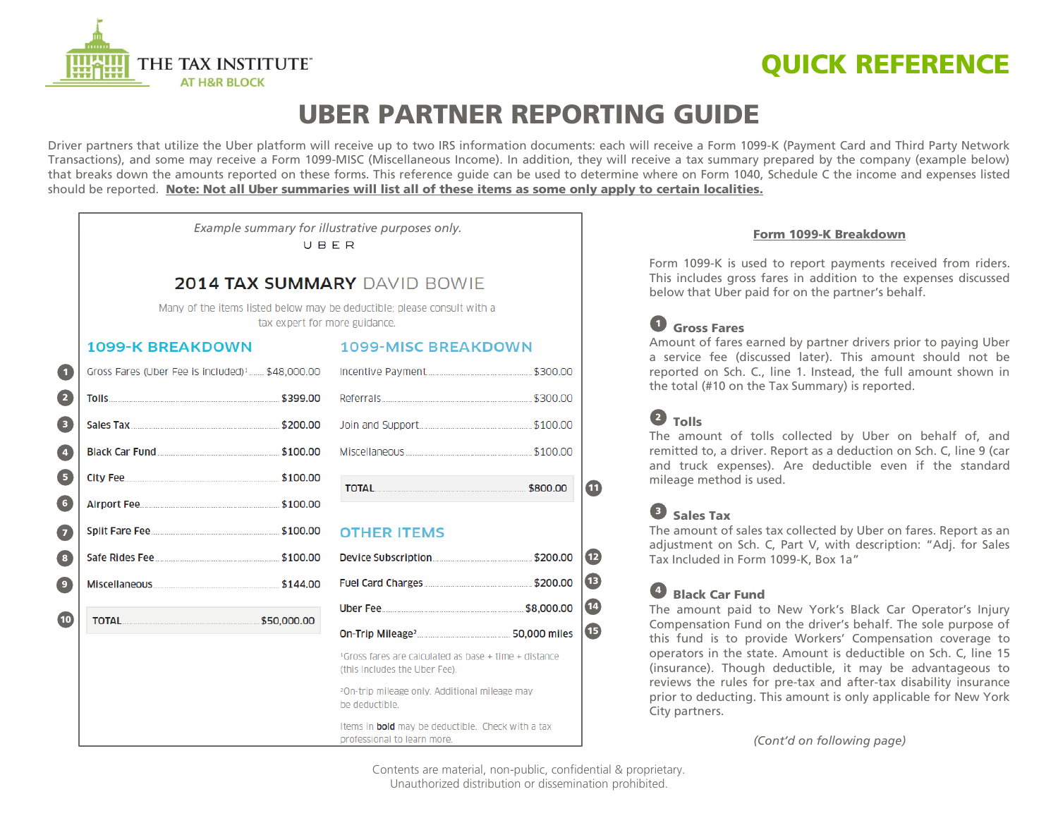THE TAX INSTITUTE
AT H&R BLOCK

**QUICK REFERENCE**

# UBER PARTNER REPORTING GUIDE

Driver partners that utilize the Uber platform will receive up to two IRS information documents: each will receive a Form 1099-K (Payment Card and Third Party Network Transactions), and some may receive a Form 1099-MISC (Miscellaneous Income). In addition, they will receive a tax summary prepared by the company (example below) that breaks down the amounts reported on these forms. This reference guide can be used to determine where on Form 1040, Schedule C the income and expenses listed should be reported. **Note: Not all Uber summaries will list all of these items as some only apply to certain localities.**

*Example summary for illustrative purposes only.*

UBER

### 2014 TAX SUMMARY DAVID BOWIE

Many of the items listed below may be deductible; please consult with a tax expert for more guidance.

**1099-K BREAKDOWN**

| # | Item | Amount |
|---|---|---|
| 1 | Gross Fares (Uber Fee is included)[1] | $48,000.00 |
| 2 | **Tolls** | $399.00 |
| 3 | **Sales Tax** | $200.00 |
| 4 | **Black Car Fund** | $100.00 |
| 5 | **City Fee** | $100.00 |
| 6 | **Airport Fee** | $100.00 |
| 7 | **Split Fare Fee** | $100.00 |
| 8 | **Safe Rides Fee** | $100.00 |
| 9 | **Miscellaneous** | $144.00 |
| 10 | TOTAL | $50,000.00 |

**1099-MISC BREAKDOWN**

| # | Item | Amount |
|---|---|---|
| | Incentive Payment | $300.00 |
| | Referrals | $300.00 |
| | Join and Support | $100.00 |
| | Miscellaneous | $100.00 |
| 11 | TOTAL | $800.00 |

**OTHER ITEMS**

| # | Item | Amount |
|---|---|---|
| 12 | **Device Subscription** | $200.00 |
| 13 | **Fuel Card Charges** | $200.00 |
| 14 | **Uber Fee** | $8,000.00 |
| 15 | **On-Trip Mileage**[2] | 50,000 miles |

[1] Gross fares are calculated as base + time + distance (this includes the Uber Fee).

[2] On-trip mileage only. Additional mileage may be deductible.

Items in **bold** may be deductible. Check with a tax professional to learn more.

## Form 1099-K Breakdown

Form 1099-K is used to report payments received from riders. This includes gross fares in addition to the expenses discussed below that Uber paid for on the partner's behalf.

**1 Gross Fares**
Amount of fares earned by partner drivers prior to paying Uber a service fee (discussed later). This amount should not be reported on Sch. C., line 1. Instead, the full amount shown in the total (#10 on the Tax Summary) is reported.

**2 Tolls**
The amount of tolls collected by Uber on behalf of, and remitted to, a driver. Report as a deduction on Sch. C, line 9 (car and truck expenses). Are deductible even if the standard mileage method is used.

**3 Sales Tax**
The amount of sales tax collected by Uber on fares. Report as an adjustment on Sch. C, Part V, with description: "Adj. for Sales Tax Included in Form 1099-K, Box 1a"

**4 Black Car Fund**
The amount paid to New York's Black Car Operator's Injury Compensation Fund on the driver's behalf. The sole purpose of this fund is to provide Workers' Compensation coverage to operators in the state. Amount is deductible on Sch. C, line 15 (insurance). Though deductible, it may be advantageous to reviews the rules for pre-tax and after-tax disability insurance prior to deducting. This amount is only applicable for New York City partners.

*(Cont'd on following page)*

Contents are material, non-public, confidential & proprietary.
Unauthorized distribution or dissemination prohibited.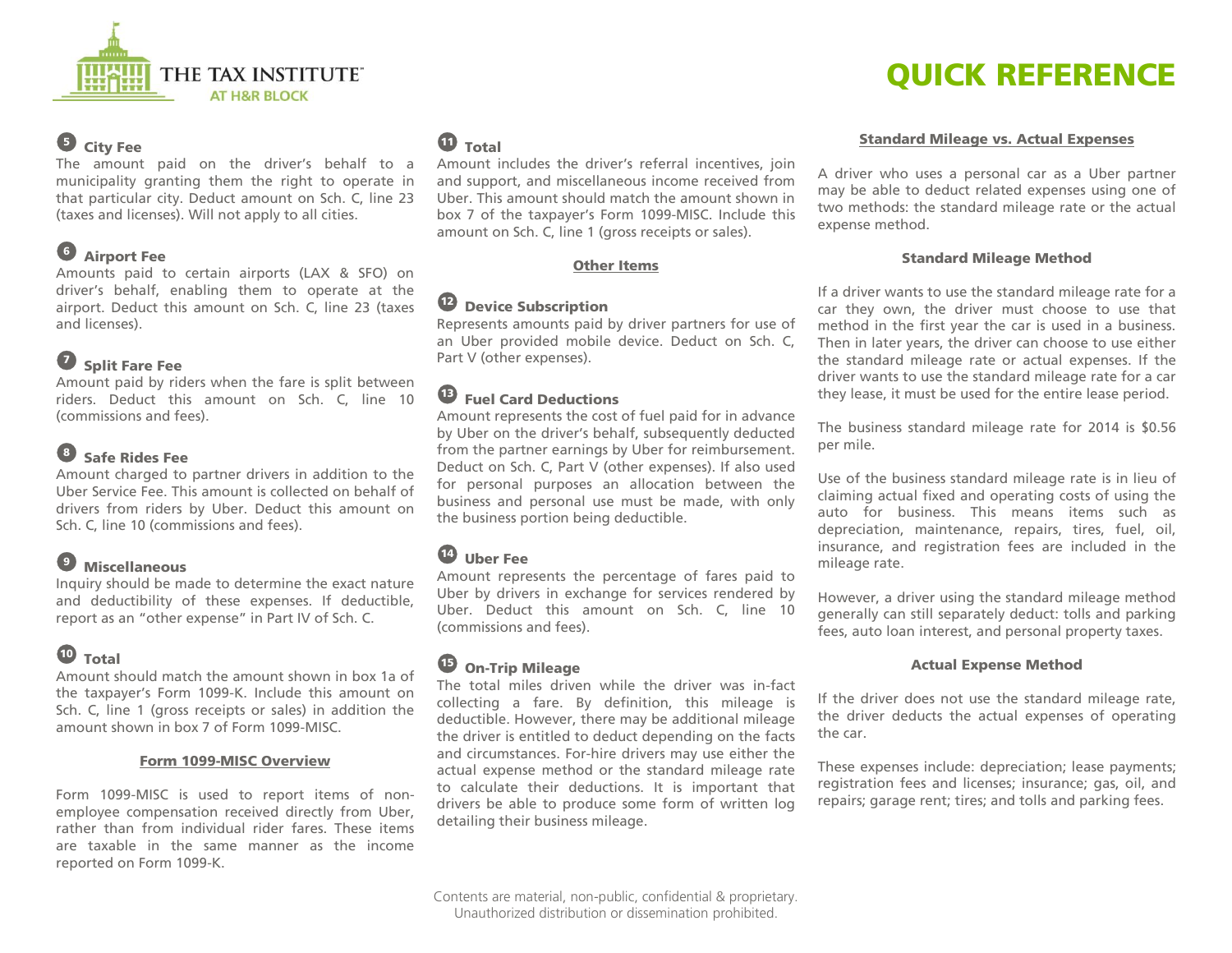# QUICK REFERENCE

### 5 City Fee

The amount paid on the driver's behalf to a municipality granting them the right to operate in that particular city. Deduct amount on Sch. C, line 23 (taxes and licenses). Will not apply to all cities.

### 6 Airport Fee

Amounts paid to certain airports (LAX & SFO) on driver's behalf, enabling them to operate at the airport. Deduct this amount on Sch. C, line 23 (taxes and licenses).

### 7 Split Fare Fee

Amount paid by riders when the fare is split between riders. Deduct this amount on Sch. C, line 10 (commissions and fees).

### 8 Safe Rides Fee

Amount charged to partner drivers in addition to the Uber Service Fee. This amount is collected on behalf of drivers from riders by Uber. Deduct this amount on Sch. C, line 10 (commissions and fees).

### 9 Miscellaneous

Inquiry should be made to determine the exact nature and deductibility of these expenses. If deductible, report as an "other expense" in Part IV of Sch. C.

### 10 Total

Amount should match the amount shown in box 1a of the taxpayer's Form 1099-K. Include this amount on Sch. C, line 1 (gross receipts or sales) in addition the amount shown in box 7 of Form 1099-MISC.

## Form 1099-MISC Overview

Form 1099-MISC is used to report items of non-employee compensation received directly from Uber, rather than from individual rider fares. These items are taxable in the same manner as the income reported on Form 1099-K.

### 11 Total

Amount includes the driver's referral incentives, join and support, and miscellaneous income received from Uber. This amount should match the amount shown in box 7 of the taxpayer's Form 1099-MISC. Include this amount on Sch. C, line 1 (gross receipts or sales).

## Other Items

### 12 Device Subscription

Represents amounts paid by driver partners for use of an Uber provided mobile device. Deduct on Sch. C, Part V (other expenses).

### 13 Fuel Card Deductions

Amount represents the cost of fuel paid for in advance by Uber on the driver's behalf, subsequently deducted from the partner earnings by Uber for reimbursement. Deduct on Sch. C, Part V (other expenses). If also used for personal purposes an allocation between the business and personal use must be made, with only the business portion being deductible.

### 14 Uber Fee

Amount represents the percentage of fares paid to Uber by drivers in exchange for services rendered by Uber. Deduct this amount on Sch. C, line 10 (commissions and fees).

### 15 On-Trip Mileage

The total miles driven while the driver was in-fact collecting a fare. By definition, this mileage is deductible. However, there may be additional mileage the driver is entitled to deduct depending on the facts and circumstances. For-hire drivers may use either the actual expense method or the standard mileage rate to calculate their deductions. It is important that drivers be able to produce some form of written log detailing their business mileage.

## Standard Mileage vs. Actual Expenses

A driver who uses a personal car as a Uber partner may be able to deduct related expenses using one of two methods: the standard mileage rate or the actual expense method.

### Standard Mileage Method

If a driver wants to use the standard mileage rate for a car they own, the driver must choose to use that method in the first year the car is used in a business. Then in later years, the driver can choose to use either the standard mileage rate or actual expenses. If the driver wants to use the standard mileage rate for a car they lease, it must be used for the entire lease period.

The business standard mileage rate for 2014 is $0.56 per mile.

Use of the business standard mileage rate is in lieu of claiming actual fixed and operating costs of using the auto for business. This means items such as depreciation, maintenance, repairs, tires, fuel, oil, insurance, and registration fees are included in the mileage rate.

However, a driver using the standard mileage method generally can still separately deduct: tolls and parking fees, auto loan interest, and personal property taxes.

### Actual Expense Method

If the driver does not use the standard mileage rate, the driver deducts the actual expenses of operating the car.

These expenses include: depreciation; lease payments; registration fees and licenses; insurance; gas, oil, and repairs; garage rent; tires; and tolls and parking fees.

Contents are material, non-public, confidential & proprietary.
Unauthorized distribution or dissemination prohibited.